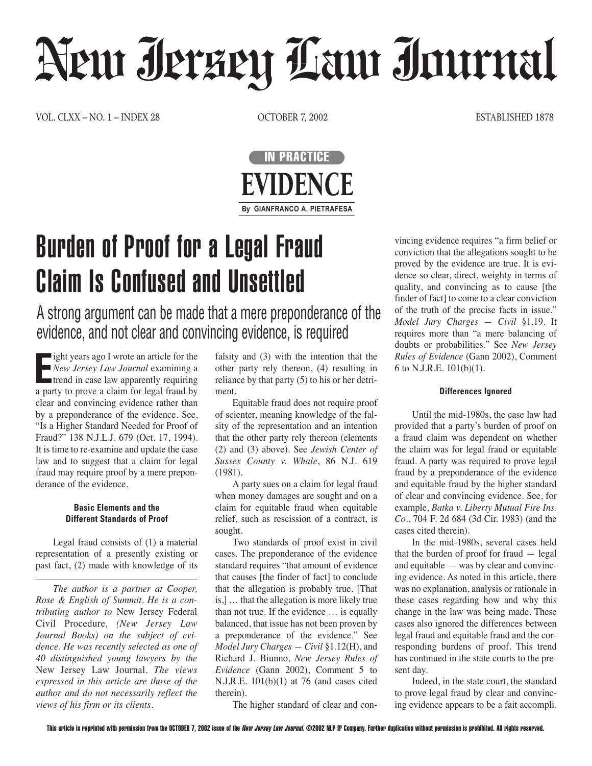# New Jersey Law Journal

VOL. CLXX – NO. 1 – INDEX 28 OCTOBER 7, 2002 ESTABLISHED 1878

IN PRACTICE

**EVIDENCE**

By GIANFRANCO A. PIETRAFESA

## Burden of Proof for a Legal Fraud Claim Is Confused and Unsettled

### A strong argument can be made that a mere preponderance of the evidence, and not clear and convincing evidence, is required

Eight years ago I wrote an article for the *New Jersey Law Journal* examining a trend in case law apparently requiring a party to prove a claim for legal fraud by clear and convincing evidence rather than by a preponderance of the evidence. See, "Is a Higher Standard Needed for Proof of Fraud?" 138 N.J.L.J. 679 (Oct. 17, 1994). It is time to re-examine and update the case law and to suggest that a claim for legal fraud may require proof by a mere preponderance of the evidence.

#### Basic Elements and the Different Standards of Proof

Legal fraud consists of (1) a material representation of a presently existing or past fact, (2) made with knowledge of its falsity and (3) with the intention that the other party rely thereon, (4) resulting in reliance by that party (5) to his or her detriment.

Equitable fraud does not require proof of scienter, meaning knowledge of the falsity of the representation and an intention that the other party rely thereon (elements (2) and (3) above). See *Jewish Center of Sussex County v. Whale*, 86 N.J. 619 (1981).

A party sues on a claim for legal fraud when money damages are sought and on a claim for equitable fraud when equitable relief, such as rescission of a contract, is sought.

Two standards of proof exist in civil cases. The preponderance of the evidence standard requires "that amount of evidence that causes [the finder of fact] to conclude that the allegation is probably true. [That is,] … that the allegation is more likely true than not true. If the evidence … is equally balanced, that issue has not been proven by a preponderance of the evidence." See *Model Jury Charges — Civil* §1.12(H), and Richard J. Biunno, *New Jersey Rules of Evidence* (Gann 2002), Comment 5 to N.J.R.E. 101(b)(1) at 76 (and cases cited therein).

The higher standard of clear and convincing evidence requires "a firm belief or conviction that the allegations sought to be proved by the evidence are true. It is evidence so clear, direct, weighty in terms of quality, and convincing as to cause [the finder of fact] to come to a clear conviction of the truth of the precise facts in issue." *Model Jury Charges — Civil* §1.19. It requires more than "a mere balancing of doubts or probabilities." See *New Jersey Rules of Evidence* (Gann 2002), Comment 6 to N.J.R.E. 101(b)(1).

#### Differences Ignored

Until the mid-1980s, the case law had provided that a party's burden of proof on a fraud claim was dependent on whether the claim was for legal fraud or equitable fraud. A party was required to prove legal fraud by a preponderance of the evidence and equitable fraud by the higher standard of clear and convincing evidence. See, for example, *Batka v. Liberty Mutual Fire Ins. Co.*, 704 F. 2d 684 (3d Cir. 1983) (and the cases cited therein).

In the mid-1980s, several cases held that the burden of proof for fraud — legal and equitable — was by clear and convincing evidence. As noted in this article, there was no explanation, analysis or rationale in these cases regarding how and why this change in the law was being made. These cases also ignored the differences between legal fraud and equitable fraud and the corresponding burdens of proof. This trend has continued in the state courts to the present day.

Indeed, in the state court, the standard to prove legal fraud by clear and convincing evidence appears to be a fait accompli.

---

*The author is a partner at Cooper, Rose & English of Summit. He is a contributing author to* New Jersey Federal Civil Procedure*, (New Jersey Law Journal Books) on the subject of evidence. He was recently selected as one of 40 distinguished young lawyers by the* New Jersey Law Journal. *The views expressed in this article are those of the author and do not necessarily reflect the views of his firm or its clients.*

This article is reprinted with permission from the OCTOBER 7, 2002 issue of the *New Jersey Law Journal*. ©2002 NLP IP Company. Further duplication without permission is prohibited. All rights reserved.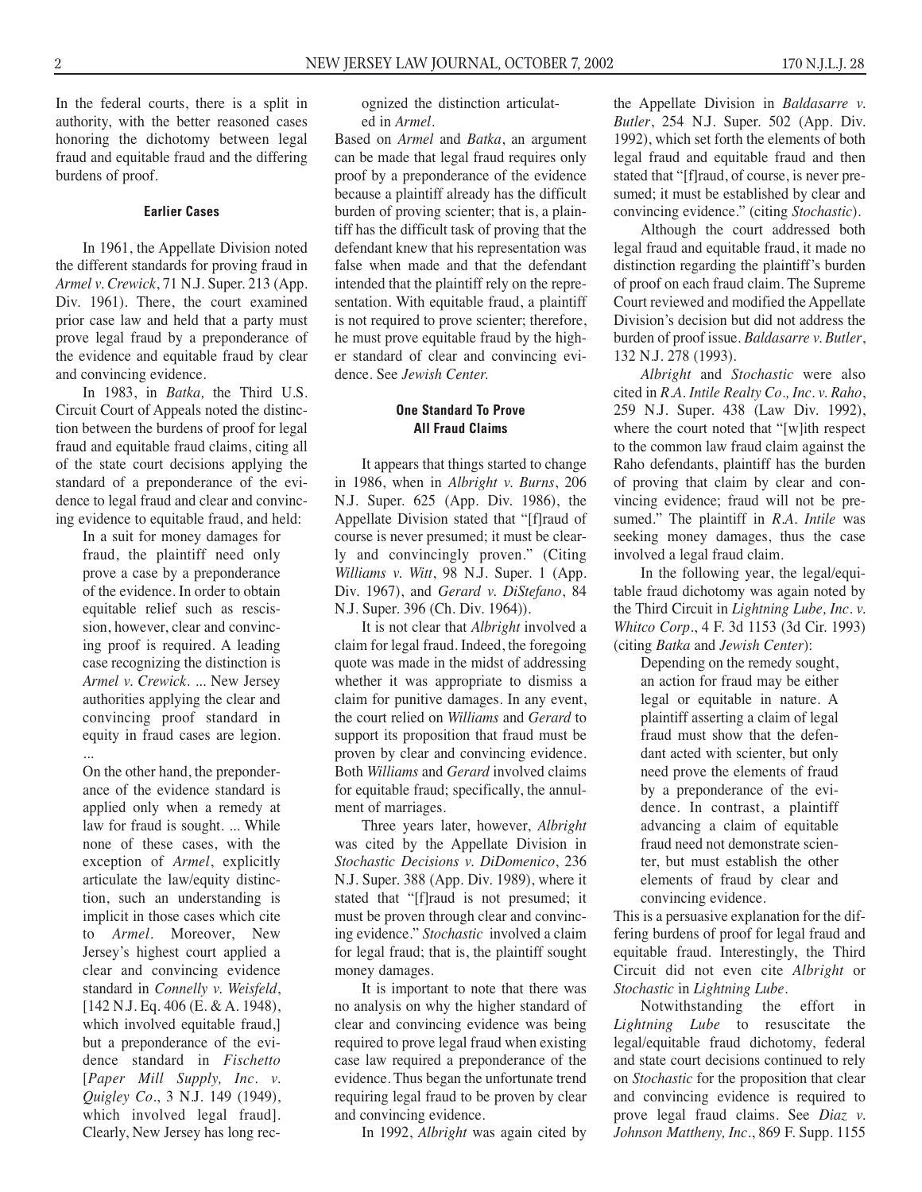In the federal courts, there is a split in authority, with the better reasoned cases honoring the dichotomy between legal fraud and equitable fraud and the differing burdens of proof.

### Earlier Cases

In 1961, the Appellate Division noted the different standards for proving fraud in *Armel v. Crewick*, 71 N.J. Super. 213 (App. Div. 1961). There, the court examined prior case law and held that a party must prove legal fraud by a preponderance of the evidence and equitable fraud by clear and convincing evidence.

In 1983, in *Batka,* the Third U.S. Circuit Court of Appeals noted the distinction between the burdens of proof for legal fraud and equitable fraud claims, citing all of the state court decisions applying the standard of a preponderance of the evidence to legal fraud and clear and convincing evidence to equitable fraud, and held:

> In a suit for money damages for fraud, the plaintiff need only prove a case by a preponderance of the evidence. In order to obtain equitable relief such as rescission, however, clear and convincing proof is required. A leading case recognizing the distinction is *Armel v. Crewick*. ... New Jersey authorities applying the clear and convincing proof standard in equity in fraud cases are legion. ...
>
> On the other hand, the preponderance of the evidence standard is applied only when a remedy at law for fraud is sought. ... While none of these cases, with the exception of *Armel*, explicitly articulate the law/equity distinction, such an understanding is implicit in those cases which cite to *Armel*. Moreover, New Jersey's highest court applied a clear and convincing evidence standard in *Connelly v. Weisfeld*, [142 N.J. Eq. 406 (E. & A. 1948), which involved equitable fraud,] but a preponderance of the evidence standard in *Fischetto* [*Paper Mill Supply, Inc. v. Quigley Co*., 3 N.J. 149 (1949), which involved legal fraud]. Clearly, New Jersey has long recognized the distinction articulated in *Armel*.

Based on *Armel* and *Batka*, an argument can be made that legal fraud requires only proof by a preponderance of the evidence because a plaintiff already has the difficult burden of proving scienter; that is, a plaintiff has the difficult task of proving that the defendant knew that his representation was false when made and that the defendant intended that the plaintiff rely on the representation. With equitable fraud, a plaintiff is not required to prove scienter; therefore, he must prove equitable fraud by the higher standard of clear and convincing evidence. See *Jewish Center.*

### One Standard To Prove All Fraud Claims

It appears that things started to change in 1986, when in *Albright v. Burns*, 206 N.J. Super. 625 (App. Div. 1986), the Appellate Division stated that "[f]raud of course is never presumed; it must be clearly and convincingly proven." (Citing *Williams v. Witt*, 98 N.J. Super. 1 (App. Div. 1967), and *Gerard v. DiStefano*, 84 N.J. Super. 396 (Ch. Div. 1964)).

It is not clear that *Albright* involved a claim for legal fraud. Indeed, the foregoing quote was made in the midst of addressing whether it was appropriate to dismiss a claim for punitive damages. In any event, the court relied on *Williams* and *Gerard* to support its proposition that fraud must be proven by clear and convincing evidence. Both *Williams* and *Gerard* involved claims for equitable fraud; specifically, the annulment of marriages.

Three years later, however, *Albright* was cited by the Appellate Division in *Stochastic Decisions v. DiDomenico*, 236 N.J. Super. 388 (App. Div. 1989), where it stated that "[f]raud is not presumed; it must be proven through clear and convincing evidence." *Stochastic* involved a claim for legal fraud; that is, the plaintiff sought money damages.

It is important to note that there was no analysis on why the higher standard of clear and convincing evidence was being required to prove legal fraud when existing case law required a preponderance of the evidence. Thus began the unfortunate trend requiring legal fraud to be proven by clear and convincing evidence.

In 1992, *Albright* was again cited by the Appellate Division in *Baldasarre v. Butler*, 254 N.J. Super. 502 (App. Div. 1992), which set forth the elements of both legal fraud and equitable fraud and then stated that "[f]raud, of course, is never presumed; it must be established by clear and convincing evidence." (citing *Stochastic*).

Although the court addressed both legal fraud and equitable fraud, it made no distinction regarding the plaintiff's burden of proof on each fraud claim. The Supreme Court reviewed and modified the Appellate Division's decision but did not address the burden of proof issue. *Baldasarre v. Butler*, 132 N.J. 278 (1993).

*Albright* and *Stochastic* were also cited in *R.A. Intile Realty Co., Inc. v. Raho*, 259 N.J. Super. 438 (Law Div. 1992), where the court noted that "[w]ith respect to the common law fraud claim against the Raho defendants, plaintiff has the burden of proving that claim by clear and convincing evidence; fraud will not be presumed." The plaintiff in *R.A. Intile* was seeking money damages, thus the case involved a legal fraud claim.

In the following year, the legal/equitable fraud dichotomy was again noted by the Third Circuit in *Lightning Lube, Inc. v. Whitco Corp*., 4 F. 3d 1153 (3d Cir. 1993) (citing *Batka* and *Jewish Center*):

> Depending on the remedy sought, an action for fraud may be either legal or equitable in nature. A plaintiff asserting a claim of legal fraud must show that the defendant acted with scienter, but only need prove the elements of fraud by a preponderance of the evidence. In contrast, a plaintiff advancing a claim of equitable fraud need not demonstrate scienter, but must establish the other elements of fraud by clear and convincing evidence.

This is a persuasive explanation for the differing burdens of proof for legal fraud and equitable fraud. Interestingly, the Third Circuit did not even cite *Albright* or *Stochastic* in *Lightning Lube*.

Notwithstanding the effort in *Lightning Lube* to resuscitate the legal/equitable fraud dichotomy, federal and state court decisions continued to rely on *Stochastic* for the proposition that clear and convincing evidence is required to prove legal fraud claims. See *Diaz v. Johnson Mattheny, Inc*., 869 F. Supp. 1155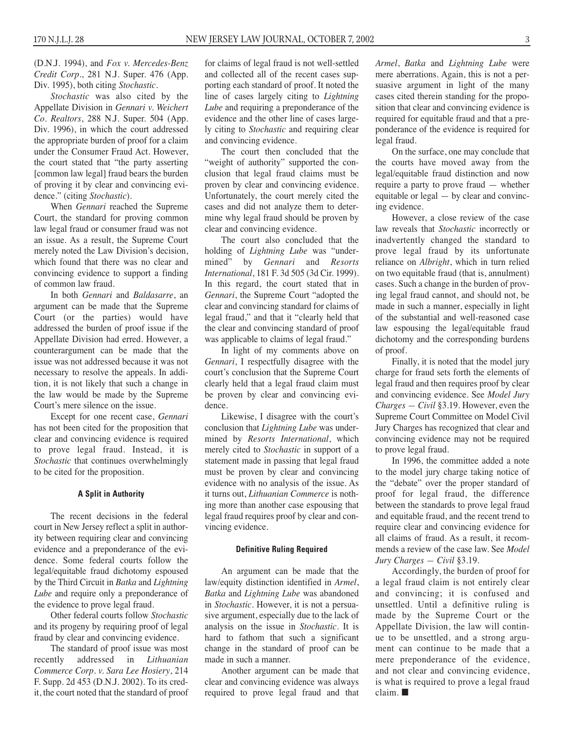(D.N.J. 1994), and *Fox v. Mercedes-Benz Credit Corp*., 281 N.J. Super. 476 (App. Div. 1995), both citing *Stochastic*.

*Stochastic* was also cited by the Appellate Division in *Gennari v. Weichert Co. Realtors*, 288 N.J. Super. 504 (App. Div. 1996), in which the court addressed the appropriate burden of proof for a claim under the Consumer Fraud Act. However, the court stated that "the party asserting [common law legal] fraud bears the burden of proving it by clear and convincing evidence." (citing *Stochastic*).

When *Gennari* reached the Supreme Court, the standard for proving common law legal fraud or consumer fraud was not an issue. As a result, the Supreme Court merely noted the Law Division's decision, which found that there was no clear and convincing evidence to support a finding of common law fraud.

In both *Gennari* and *Baldasarre*, an argument can be made that the Supreme Court (or the parties) would have addressed the burden of proof issue if the Appellate Division had erred. However, a counterargument can be made that the issue was not addressed because it was not necessary to resolve the appeals. In addition, it is not likely that such a change in the law would be made by the Supreme Court's mere silence on the issue.

Except for one recent case, *Gennari* has not been cited for the proposition that clear and convincing evidence is required to prove legal fraud. Instead, it is *Stochastic* that continues overwhelmingly to be cited for the proposition.

#### A Split in Authority

The recent decisions in the federal court in New Jersey reflect a split in authority between requiring clear and convincing evidence and a preponderance of the evidence. Some federal courts follow the legal/equitable fraud dichotomy espoused by the Third Circuit in *Batka* and *Lightning Lube* and require only a preponderance of the evidence to prove legal fraud.

Other federal courts follow *Stochastic* and its progeny by requiring proof of legal fraud by clear and convincing evidence.

The standard of proof issue was most recently addressed in *Lithuanian Commerce Corp. v. Sara Lee Hosiery*, 214 F. Supp. 2d 453 (D.N.J. 2002). To its credit, the court noted that the standard of proof for claims of legal fraud is not well-settled and collected all of the recent cases supporting each standard of proof. It noted the line of cases largely citing to *Lightning Lube* and requiring a preponderance of the evidence and the other line of cases largely citing to *Stochastic* and requiring clear and convincing evidence.

The court then concluded that the "weight of authority" supported the conclusion that legal fraud claims must be proven by clear and convincing evidence. Unfortunately, the court merely cited the cases and did not analyze them to determine why legal fraud should be proven by clear and convincing evidence.

The court also concluded that the holding of *Lightning Lube* was "undermined" by *Gennari* and *Resorts International*, 181 F. 3d 505 (3d Cir. 1999). In this regard, the court stated that in *Gennari*, the Supreme Court "adopted the clear and convincing standard for claims of legal fraud," and that it "clearly held that the clear and convincing standard of proof was applicable to claims of legal fraud."

In light of my comments above on *Gennari*, I respectfully disagree with the court's conclusion that the Supreme Court clearly held that a legal fraud claim must be proven by clear and convincing evidence.

Likewise, I disagree with the court's conclusion that *Lightning Lube* was undermined by *Resorts International*, which merely cited to *Stochastic* in support of a statement made in passing that legal fraud must be proven by clear and convincing evidence with no analysis of the issue. As it turns out, *Lithuanian Commerce* is nothing more than another case espousing that legal fraud requires proof by clear and convincing evidence.

#### Definitive Ruling Required

An argument can be made that the law/equity distinction identified in *Armel*, *Batka* and *Lightning Lube* was abandoned in *Stochastic*. However, it is not a persuasive argument, especially due to the lack of analysis on the issue in *Stochastic*. It is hard to fathom that such a significant change in the standard of proof can be made in such a manner.

Another argument can be made that clear and convincing evidence was always required to prove legal fraud and that *Armel*, *Batka* and *Lightning Lube* were mere aberrations. Again, this is not a persuasive argument in light of the many cases cited therein standing for the proposition that clear and convincing evidence is required for equitable fraud and that a preponderance of the evidence is required for legal fraud.

On the surface, one may conclude that the courts have moved away from the legal/equitable fraud distinction and now require a party to prove fraud — whether equitable or legal — by clear and convincing evidence.

However, a close review of the case law reveals that *Stochastic* incorrectly or inadvertently changed the standard to prove legal fraud by its unfortunate reliance on *Albright*, which in turn relied on two equitable fraud (that is, annulment) cases. Such a change in the burden of proving legal fraud cannot, and should not, be made in such a manner, especially in light of the substantial and well-reasoned case law espousing the legal/equitable fraud dichotomy and the corresponding burdens of proof.

Finally, it is noted that the model jury charge for fraud sets forth the elements of legal fraud and then requires proof by clear and convincing evidence. See *Model Jury Charges — Civil* §3.19. However, even the Supreme Court Committee on Model Civil Jury Charges has recognized that clear and convincing evidence may not be required to prove legal fraud.

In 1996, the committee added a note to the model jury charge taking notice of the "debate" over the proper standard of proof for legal fraud, the difference between the standards to prove legal fraud and equitable fraud, and the recent trend to require clear and convincing evidence for all claims of fraud. As a result, it recommends a review of the case law. See *Model Jury Charges — Civil* §3.19.

Accordingly, the burden of proof for a legal fraud claim is not entirely clear and convincing; it is confused and unsettled. Until a definitive ruling is made by the Supreme Court or the Appellate Division, the law will continue to be unsettled, and a strong argument can continue to be made that a mere preponderance of the evidence, and not clear and convincing evidence, is what is required to prove a legal fraud claim. ■